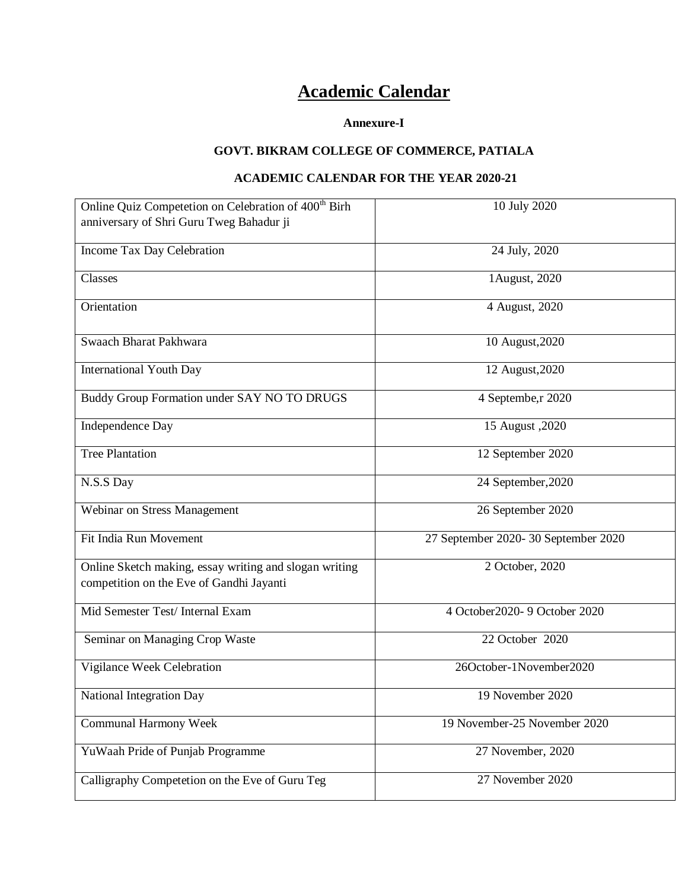# Academic Calendar

**Annexure-I**

**GOVT. BIKRAM COLLEGE OF COMMERCE, PATIALA**

**ACADEMIC CALENDAR FOR THE YEAR 2020-21**

| | |
|---|---|
| Online Quiz Competetion on Celebration of 400th Birh anniversary of Shri Guru Tweg Bahadur ji | 10 July 2020 |
| Income Tax Day Celebration | 24 July, 2020 |
| Classes | 1August, 2020 |
| Orientation | 4 August, 2020 |
| Swaach Bharat Pakhwara | 10 August,2020 |
| International Youth Day | 12 August,2020 |
| Buddy Group Formation under SAY NO TO DRUGS | 4 Septembe,r 2020 |
| Independence Day | 15 August ,2020 |
| Tree Plantation | 12 September 2020 |
| N.S.S Day | 24 September,2020 |
| Webinar on Stress Management | 26 September 2020 |
| Fit India Run Movement | 27 September 2020- 30 September 2020 |
| Online Sketch making, essay writing and slogan writing competition on the Eve of Gandhi Jayanti | 2 October, 2020 |
| Mid Semester Test/ Internal Exam | 4 October2020- 9 October 2020 |
| Seminar on Managing Crop Waste | 22 October 2020 |
| Vigilance Week Celebration | 26October-1November2020 |
| National Integration Day | 19 November 2020 |
| Communal Harmony Week | 19 November-25 November 2020 |
| YuWaah Pride of Punjab Programme | 27 November, 2020 |
| Calligraphy Competetion on the Eve of Guru Teg | 27 November 2020 |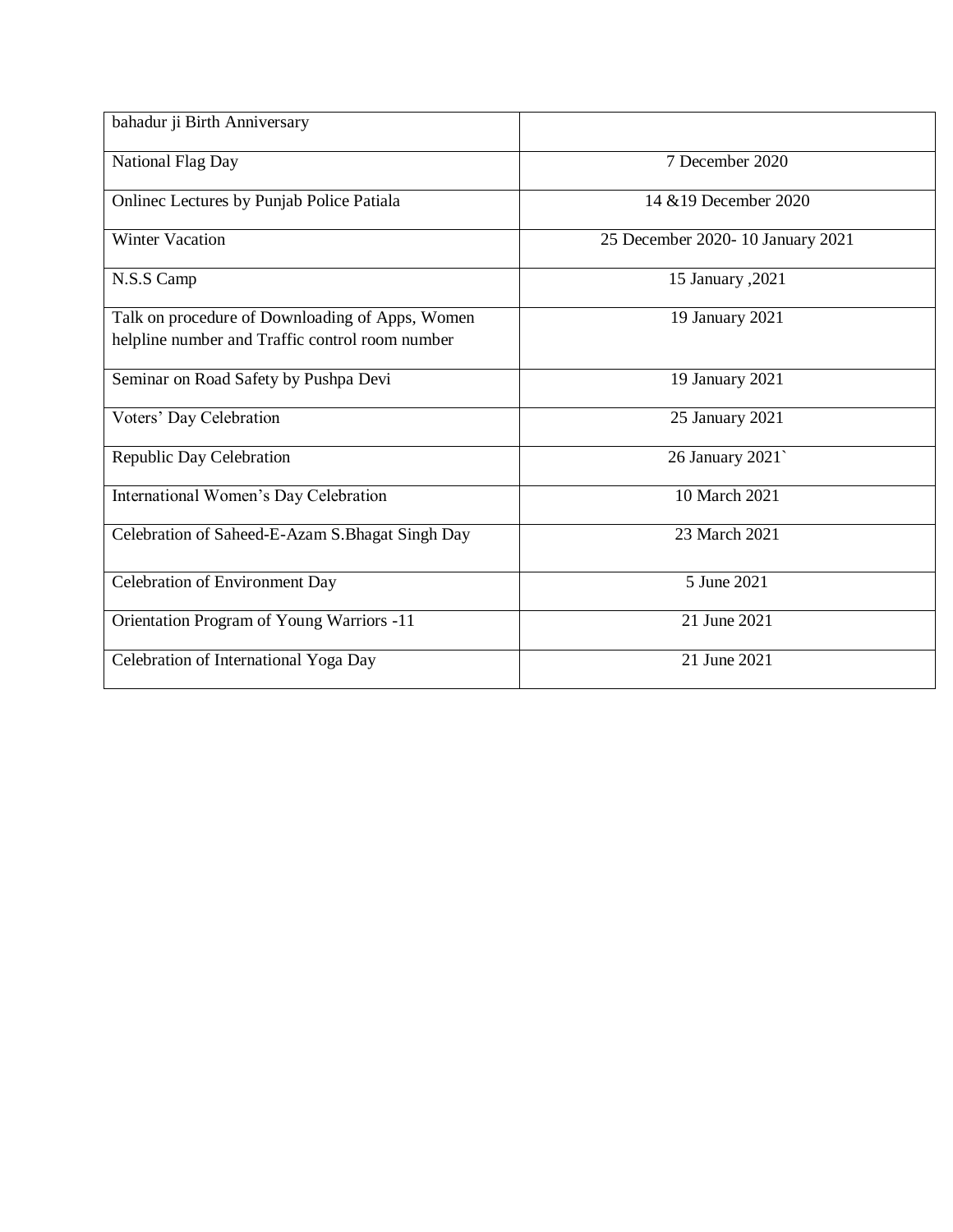| | |
|---|---|
| bahadur ji Birth Anniversary | |
| National Flag Day | 7 December 2020 |
| Onlinec Lectures by Punjab Police Patiala | 14 &19 December 2020 |
| Winter Vacation | 25 December 2020- 10 January 2021 |
| N.S.S Camp | 15 January ,2021 |
| Talk on procedure of Downloading of Apps, Women helpline number and Traffic control room number | 19 January 2021 |
| Seminar on Road Safety by Pushpa Devi | 19 January 2021 |
| Voters' Day Celebration | 25 January 2021 |
| Republic Day Celebration | 26 January 2021` |
| International Women's Day Celebration | 10 March 2021 |
| Celebration of Saheed-E-Azam S.Bhagat Singh Day | 23 March 2021 |
| Celebration of Environment Day | 5 June 2021 |
| Orientation Program of Young Warriors -11 | 21 June 2021 |
| Celebration of International Yoga Day | 21 June 2021 |